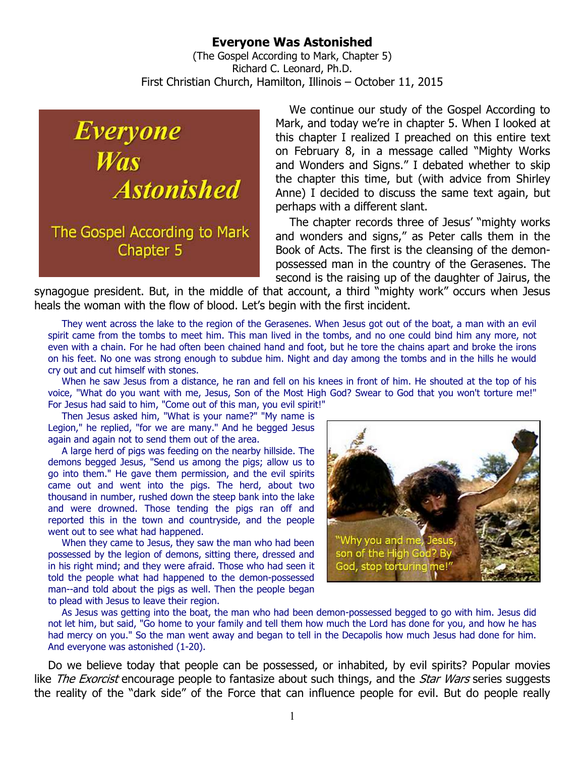# Everyone Was Astonished

(The Gospel According to Mark, Chapter 5)
Richard C. Leonard, Ph.D.
First Christian Church, Hamilton, Illinois – October 11, 2015

We continue our study of the Gospel According to Mark, and today we're in chapter 5. When I looked at this chapter I realized I preached on this entire text on February 8, in a message called "Mighty Works and Wonders and Signs." I debated whether to skip the chapter this time, but (with advice from Shirley Anne) I decided to discuss the same text again, but perhaps with a different slant.

The chapter records three of Jesus' "mighty works and wonders and signs," as Peter calls them in the Book of Acts. The first is the cleansing of the demon-possessed man in the country of the Gerasenes. The second is the raising up of the daughter of Jairus, the synagogue president. But, in the middle of that account, a third "mighty work" occurs when Jesus heals the woman with the flow of blood. Let's begin with the first incident.

> They went across the lake to the region of the Gerasenes. When Jesus got out of the boat, a man with an evil spirit came from the tombs to meet him. This man lived in the tombs, and no one could bind him any more, not even with a chain. For he had often been chained hand and foot, but he tore the chains apart and broke the irons on his feet. No one was strong enough to subdue him. Night and day among the tombs and in the hills he would cry out and cut himself with stones.
>
> When he saw Jesus from a distance, he ran and fell on his knees in front of him. He shouted at the top of his voice, "What do you want with me, Jesus, Son of the Most High God? Swear to God that you won't torture me!" For Jesus had said to him, "Come out of this man, you evil spirit!"
>
> Then Jesus asked him, "What is your name?" "My name is Legion," he replied, "for we are many." And he begged Jesus again and again not to send them out of the area.
>
> A large herd of pigs was feeding on the nearby hillside. The demons begged Jesus, "Send us among the pigs; allow us to go into them." He gave them permission, and the evil spirits came out and went into the pigs. The herd, about two thousand in number, rushed down the steep bank into the lake and were drowned. Those tending the pigs ran off and reported this in the town and countryside, and the people went out to see what had happened.
>
> When they came to Jesus, they saw the man who had been possessed by the legion of demons, sitting there, dressed and in his right mind; and they were afraid. Those who had seen it told the people what had happened to the demon-possessed man--and told about the pigs as well. Then the people began to plead with Jesus to leave their region.
>
> As Jesus was getting into the boat, the man who had been demon-possessed begged to go with him. Jesus did not let him, but said, "Go home to your family and tell them how much the Lord has done for you, and how he has had mercy on you." So the man went away and began to tell in the Decapolis how much Jesus had done for him. And everyone was astonished (1-20).

"Why you and me, Jesus, son of the High God? By God, stop torturing me!"

Do we believe today that people can be possessed, or inhabited, by evil spirits? Popular movies like *The Exorcist* encourage people to fantasize about such things, and the *Star Wars* series suggests the reality of the "dark side" of the Force that can influence people for evil. But do people really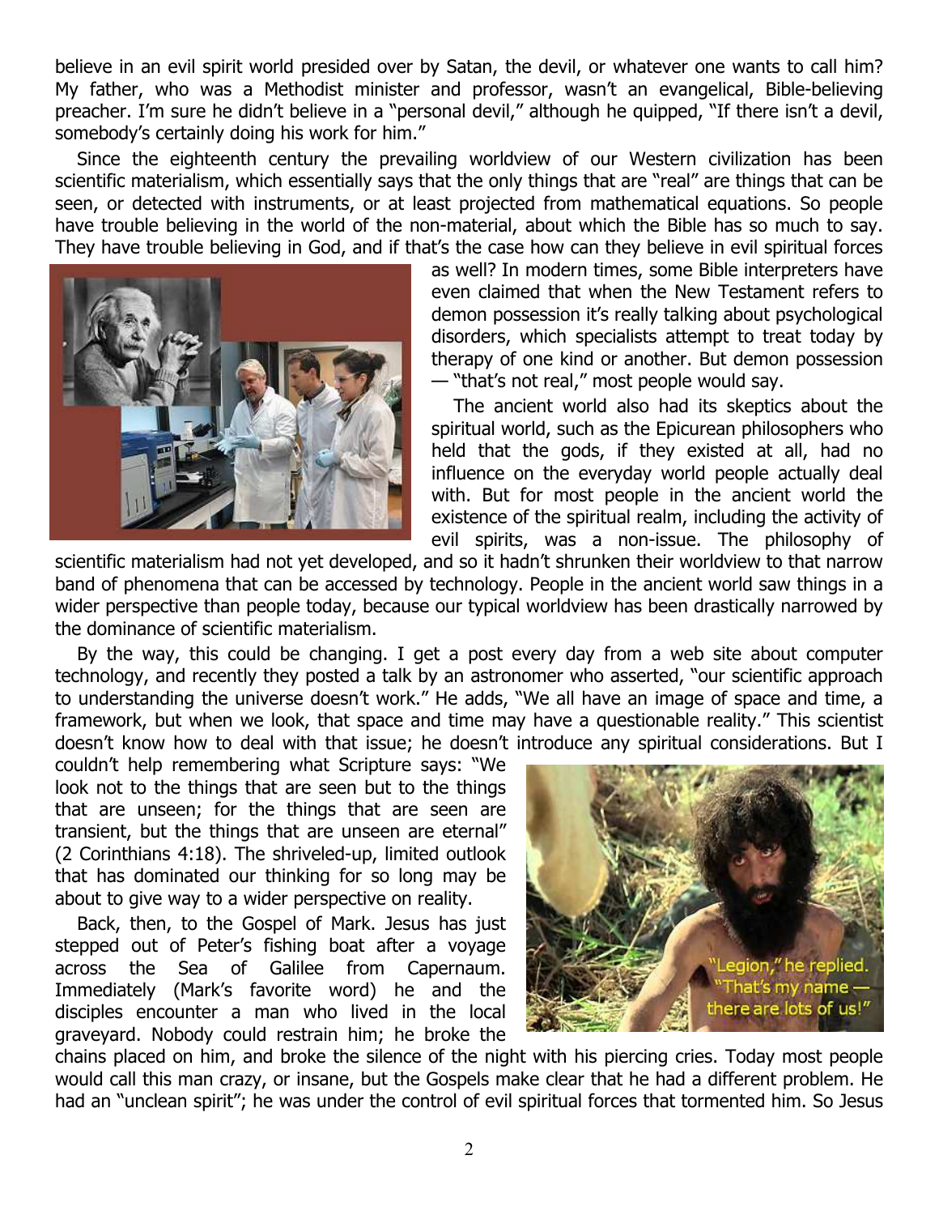believe in an evil spirit world presided over by Satan, the devil, or whatever one wants to call him? My father, who was a Methodist minister and professor, wasn't an evangelical, Bible-believing preacher. I'm sure he didn't believe in a "personal devil," although he quipped, "If there isn't a devil, somebody's certainly doing his work for him."

Since the eighteenth century the prevailing worldview of our Western civilization has been scientific materialism, which essentially says that the only things that are "real" are things that can be seen, or detected with instruments, or at least projected from mathematical equations. So people have trouble believing in the world of the non-material, about which the Bible has so much to say. They have trouble believing in God, and if that's the case how can they believe in evil spiritual forces as well? In modern times, some Bible interpreters have even claimed that when the New Testament refers to demon possession it's really talking about psychological disorders, which specialists attempt to treat today by therapy of one kind or another. But demon possession — "that's not real," most people would say.

The ancient world also had its skeptics about the spiritual world, such as the Epicurean philosophers who held that the gods, if they existed at all, had no influence on the everyday world people actually deal with. But for most people in the ancient world the existence of the spiritual realm, including the activity of evil spirits, was a non-issue. The philosophy of scientific materialism had not yet developed, and so it hadn't shrunken their worldview to that narrow band of phenomena that can be accessed by technology. People in the ancient world saw things in a wider perspective than people today, because our typical worldview has been drastically narrowed by the dominance of scientific materialism.

By the way, this could be changing. I get a post every day from a web site about computer technology, and recently they posted a talk by an astronomer who asserted, "our scientific approach to understanding the universe doesn't work." He adds, "We all have an image of space and time, a framework, but when we look, that space and time may have a questionable reality." This scientist doesn't know how to deal with that issue; he doesn't introduce any spiritual considerations. But I couldn't help remembering what Scripture says: "We look not to the things that are seen but to the things that are unseen; for the things that are seen are transient, but the things that are unseen are eternal" (2 Corinthians 4:18). The shriveled-up, limited outlook that has dominated our thinking for so long may be about to give way to a wider perspective on reality.

Back, then, to the Gospel of Mark. Jesus has just stepped out of Peter's fishing boat after a voyage across the Sea of Galilee from Capernaum. Immediately (Mark's favorite word) he and the disciples encounter a man who lived in the local graveyard. Nobody could restrain him; he broke the chains placed on him, and broke the silence of the night with his piercing cries. Today most people would call this man crazy, or insane, but the Gospels make clear that he had a different problem. He had an "unclean spirit"; he was under the control of evil spiritual forces that tormented him. So Jesus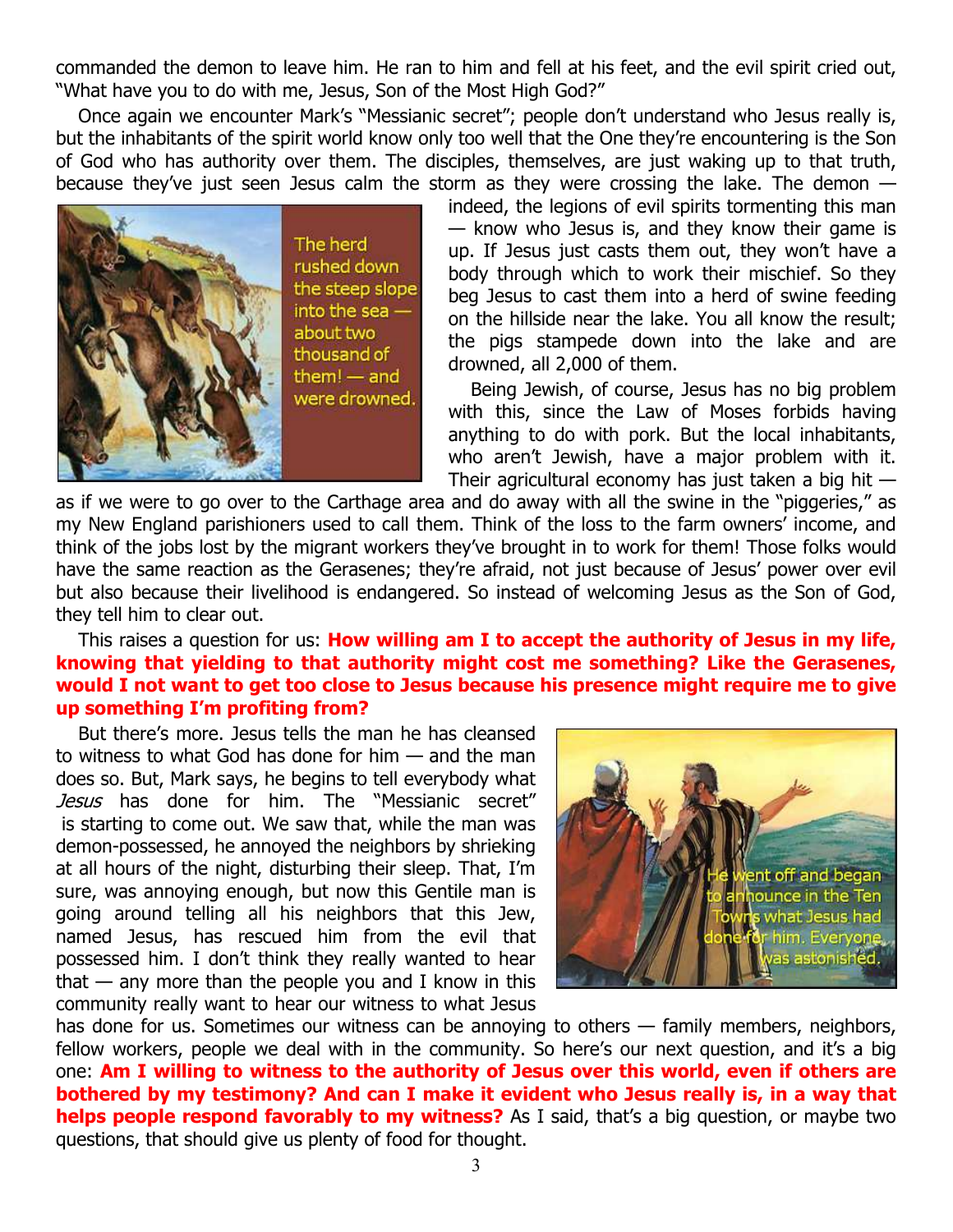commanded the demon to leave him. He ran to him and fell at his feet, and the evil spirit cried out, "What have you to do with me, Jesus, Son of the Most High God?"

Once again we encounter Mark's "Messianic secret"; people don't understand who Jesus really is, but the inhabitants of the spirit world know only too well that the One they're encountering is the Son of God who has authority over them. The disciples, themselves, are just waking up to that truth, because they've just seen Jesus calm the storm as they were crossing the lake. The demon — indeed, the legions of evil spirits tormenting this man — know who Jesus is, and they know their game is up. If Jesus just casts them out, they won't have a body through which to work their mischief. So they beg Jesus to cast them into a herd of swine feeding on the hillside near the lake. You all know the result; the pigs stampede down into the lake and are drowned, all 2,000 of them.

The herd rushed down the steep slope into the sea — about two thousand of them! — and were drowned.

Being Jewish, of course, Jesus has no big problem with this, since the Law of Moses forbids having anything to do with pork. But the local inhabitants, who aren't Jewish, have a major problem with it. Their agricultural economy has just taken a big hit — as if we were to go over to the Carthage area and do away with all the swine in the "piggeries," as my New England parishioners used to call them. Think of the loss to the farm owners' income, and think of the jobs lost by the migrant workers they've brought in to work for them! Those folks would have the same reaction as the Gerasenes; they're afraid, not just because of Jesus' power over evil but also because their livelihood is endangered. So instead of welcoming Jesus as the Son of God, they tell him to clear out.

This raises a question for us: **How willing am I to accept the authority of Jesus in my life, knowing that yielding to that authority might cost me something? Like the Gerasenes, would I not want to get too close to Jesus because his presence might require me to give up something I'm profiting from?**

But there's more. Jesus tells the man he has cleansed to witness to what God has done for him — and the man does so. But, Mark says, he begins to tell everybody what *Jesus* has done for him. The "Messianic secret" is starting to come out. We saw that, while the man was demon-possessed, he annoyed the neighbors by shrieking at all hours of the night, disturbing their sleep. That, I'm sure, was annoying enough, but now this Gentile man is going around telling all his neighbors that this Jew, named Jesus, has rescued him from the evil that possessed him. I don't think they really wanted to hear that — any more than the people you and I know in this community really want to hear our witness to what Jesus has done for us. Sometimes our witness can be annoying to others — family members, neighbors, fellow workers, people we deal with in the community. So here's our next question, and it's a big one: **Am I willing to witness to the authority of Jesus over this world, even if others are bothered by my testimony? And can I make it evident who Jesus really is, in a way that helps people respond favorably to my witness?** As I said, that's a big question, or maybe two questions, that should give us plenty of food for thought.

He went off and began to announce in the Ten Towns what Jesus had done for him. Everyone was astonished.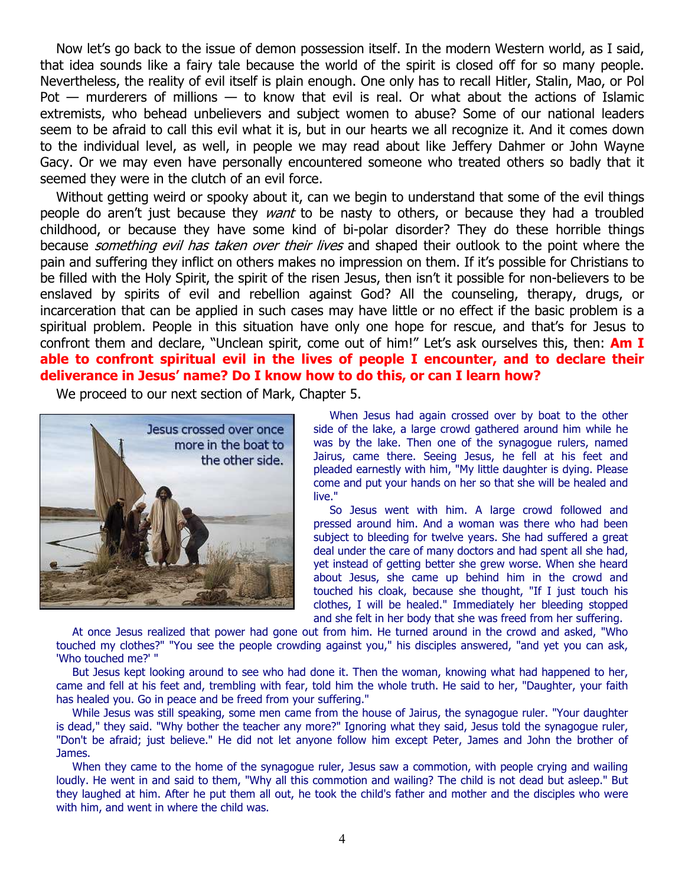Now let's go back to the issue of demon possession itself. In the modern Western world, as I said, that idea sounds like a fairy tale because the world of the spirit is closed off for so many people. Nevertheless, the reality of evil itself is plain enough. One only has to recall Hitler, Stalin, Mao, or Pol Pot — murderers of millions — to know that evil is real. Or what about the actions of Islamic extremists, who behead unbelievers and subject women to abuse? Some of our national leaders seem to be afraid to call this evil what it is, but in our hearts we all recognize it. And it comes down to the individual level, as well, in people we may read about like Jeffery Dahmer or John Wayne Gacy. Or we may even have personally encountered someone who treated others so badly that it seemed they were in the clutch of an evil force.

Without getting weird or spooky about it, can we begin to understand that some of the evil things people do aren't just because they *want* to be nasty to others, or because they had a troubled childhood, or because they have some kind of bi-polar disorder? They do these horrible things because *something evil has taken over their lives* and shaped their outlook to the point where the pain and suffering they inflict on others makes no impression on them. If it's possible for Christians to be filled with the Holy Spirit, the spirit of the risen Jesus, then isn't it possible for non-believers to be enslaved by spirits of evil and rebellion against God? All the counseling, therapy, drugs, or incarceration that can be applied in such cases may have little or no effect if the basic problem is a spiritual problem. People in this situation have only one hope for rescue, and that's for Jesus to confront them and declare, "Unclean spirit, come out of him!" Let's ask ourselves this, then: **Am I able to confront spiritual evil in the lives of people I encounter, and to declare their deliverance in Jesus' name? Do I know how to do this, or can I learn how?**

We proceed to our next section of Mark, Chapter 5.

When Jesus had again crossed over by boat to the other side of the lake, a large crowd gathered around him while he was by the lake. Then one of the synagogue rulers, named Jairus, came there. Seeing Jesus, he fell at his feet and pleaded earnestly with him, "My little daughter is dying. Please come and put your hands on her so that she will be healed and live."

So Jesus went with him. A large crowd followed and pressed around him. And a woman was there who had been subject to bleeding for twelve years. She had suffered a great deal under the care of many doctors and had spent all she had, yet instead of getting better she grew worse. When she heard about Jesus, she came up behind him in the crowd and touched his cloak, because she thought, "If I just touch his clothes, I will be healed." Immediately her bleeding stopped and she felt in her body that she was freed from her suffering.

At once Jesus realized that power had gone out from him. He turned around in the crowd and asked, "Who touched my clothes?" "You see the people crowding against you," his disciples answered, "and yet you can ask, 'Who touched me?' "

But Jesus kept looking around to see who had done it. Then the woman, knowing what had happened to her, came and fell at his feet and, trembling with fear, told him the whole truth. He said to her, "Daughter, your faith has healed you. Go in peace and be freed from your suffering."

While Jesus was still speaking, some men came from the house of Jairus, the synagogue ruler. "Your daughter is dead," they said. "Why bother the teacher any more?" Ignoring what they said, Jesus told the synagogue ruler, "Don't be afraid; just believe." He did not let anyone follow him except Peter, James and John the brother of James.

When they came to the home of the synagogue ruler, Jesus saw a commotion, with people crying and wailing loudly. He went in and said to them, "Why all this commotion and wailing? The child is not dead but asleep." But they laughed at him. After he put them all out, he took the child's father and mother and the disciples who were with him, and went in where the child was.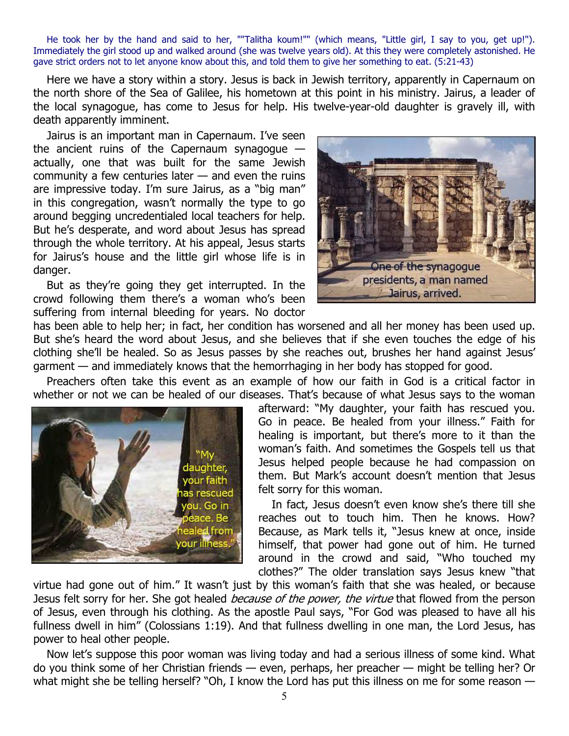He took her by the hand and said to her, ""Talitha koum!"" (which means, "Little girl, I say to you, get up!"). Immediately the girl stood up and walked around (she was twelve years old). At this they were completely astonished. He gave strict orders not to let anyone know about this, and told them to give her something to eat. (5:21-43)

Here we have a story within a story. Jesus is back in Jewish territory, apparently in Capernaum on the north shore of the Sea of Galilee, his hometown at this point in his ministry. Jairus, a leader of the local synagogue, has come to Jesus for help. His twelve-year-old daughter is gravely ill, with death apparently imminent.

Jairus is an important man in Capernaum. I've seen the ancient ruins of the Capernaum synagogue — actually, one that was built for the same Jewish community a few centuries later — and even the ruins are impressive today. I'm sure Jairus, as a "big man" in this congregation, wasn't normally the type to go around begging uncredentialed local teachers for help. But he's desperate, and word about Jesus has spread through the whole territory. At his appeal, Jesus starts for Jairus's house and the little girl whose life is in danger.

One of the synagogue presidents, a man named Jairus, arrived.

But as they're going they get interrupted. In the crowd following them there's a woman who's been suffering from internal bleeding for years. No doctor has been able to help her; in fact, her condition has worsened and all her money has been used up. But she's heard the word about Jesus, and she believes that if she even touches the edge of his clothing she'll be healed. So as Jesus passes by she reaches out, brushes her hand against Jesus' garment — and immediately knows that the hemorrhaging in her body has stopped for good.

Preachers often take this event as an example of how our faith in God is a critical factor in whether or not we can be healed of our diseases. That's because of what Jesus says to the woman afterward: "My daughter, your faith has rescued you. Go in peace. Be healed from your illness." Faith for healing is important, but there's more to it than the woman's faith. And sometimes the Gospels tell us that Jesus helped people because he had compassion on them. But Mark's account doesn't mention that Jesus felt sorry for this woman.

"My daughter, your faith has rescued you. Go in peace. Be healed from your illness."

In fact, Jesus doesn't even know she's there till she reaches out to touch him. Then he knows. How? Because, as Mark tells it, "Jesus knew at once, inside himself, that power had gone out of him. He turned around in the crowd and said, "Who touched my clothes?" The older translation says Jesus knew "that virtue had gone out of him." It wasn't just by this woman's faith that she was healed, or because Jesus felt sorry for her. She got healed *because of the power, the virtue* that flowed from the person of Jesus, even through his clothing. As the apostle Paul says, "For God was pleased to have all his fullness dwell in him" (Colossians 1:19). And that fullness dwelling in one man, the Lord Jesus, has power to heal other people.

Now let's suppose this poor woman was living today and had a serious illness of some kind. What do you think some of her Christian friends — even, perhaps, her preacher — might be telling her? Or what might she be telling herself? "Oh, I know the Lord has put this illness on me for some reason —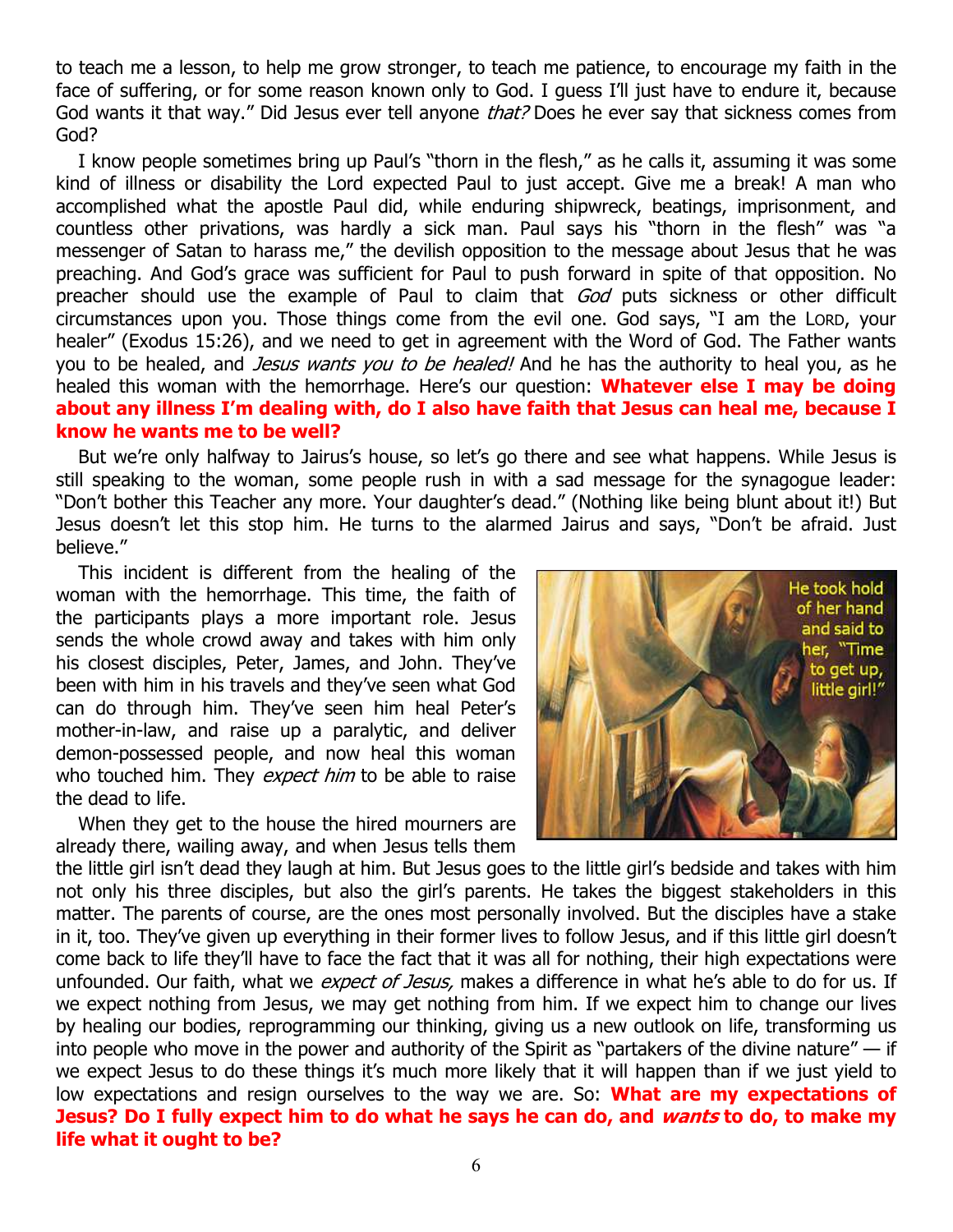to teach me a lesson, to help me grow stronger, to teach me patience, to encourage my faith in the face of suffering, or for some reason known only to God. I guess I'll just have to endure it, because God wants it that way." Did Jesus ever tell anyone *that?* Does he ever say that sickness comes from God?

I know people sometimes bring up Paul's "thorn in the flesh," as he calls it, assuming it was some kind of illness or disability the Lord expected Paul to just accept. Give me a break! A man who accomplished what the apostle Paul did, while enduring shipwreck, beatings, imprisonment, and countless other privations, was hardly a sick man. Paul says his "thorn in the flesh" was "a messenger of Satan to harass me," the devilish opposition to the message about Jesus that he was preaching. And God's grace was sufficient for Paul to push forward in spite of that opposition. No preacher should use the example of Paul to claim that *God* puts sickness or other difficult circumstances upon you. Those things come from the evil one. God says, "I am the LORD, your healer" (Exodus 15:26), and we need to get in agreement with the Word of God. The Father wants you to be healed, and *Jesus wants you to be healed!* And he has the authority to heal you, as he healed this woman with the hemorrhage. Here's our question: **Whatever else I may be doing about any illness I'm dealing with, do I also have faith that Jesus can heal me, because I know he wants me to be well?**

But we're only halfway to Jairus's house, so let's go there and see what happens. While Jesus is still speaking to the woman, some people rush in with a sad message for the synagogue leader: "Don't bother this Teacher any more. Your daughter's dead." (Nothing like being blunt about it!) But Jesus doesn't let this stop him. He turns to the alarmed Jairus and says, "Don't be afraid. Just believe."

This incident is different from the healing of the woman with the hemorrhage. This time, the faith of the participants plays a more important role. Jesus sends the whole crowd away and takes with him only his closest disciples, Peter, James, and John. They've been with him in his travels and they've seen what God can do through him. They've seen him heal Peter's mother-in-law, and raise up a paralytic, and deliver demon-possessed people, and now heal this woman who touched him. They *expect him* to be able to raise the dead to life.

He took hold of her hand and said to her, "Time to get up, little girl!"

When they get to the house the hired mourners are already there, wailing away, and when Jesus tells them the little girl isn't dead they laugh at him. But Jesus goes to the little girl's bedside and takes with him not only his three disciples, but also the girl's parents. He takes the biggest stakeholders in this matter. The parents of course, are the ones most personally involved. But the disciples have a stake in it, too. They've given up everything in their former lives to follow Jesus, and if this little girl doesn't come back to life they'll have to face the fact that it was all for nothing, their high expectations were unfounded. Our faith, what we *expect of Jesus,* makes a difference in what he's able to do for us. If we expect nothing from Jesus, we may get nothing from him. If we expect him to change our lives by healing our bodies, reprogramming our thinking, giving us a new outlook on life, transforming us into people who move in the power and authority of the Spirit as "partakers of the divine nature" — if we expect Jesus to do these things it's much more likely that it will happen than if we just yield to low expectations and resign ourselves to the way we are. So: **What are my expectations of Jesus? Do I fully expect him to do what he says he can do, and *wants* to do, to make my life what it ought to be?**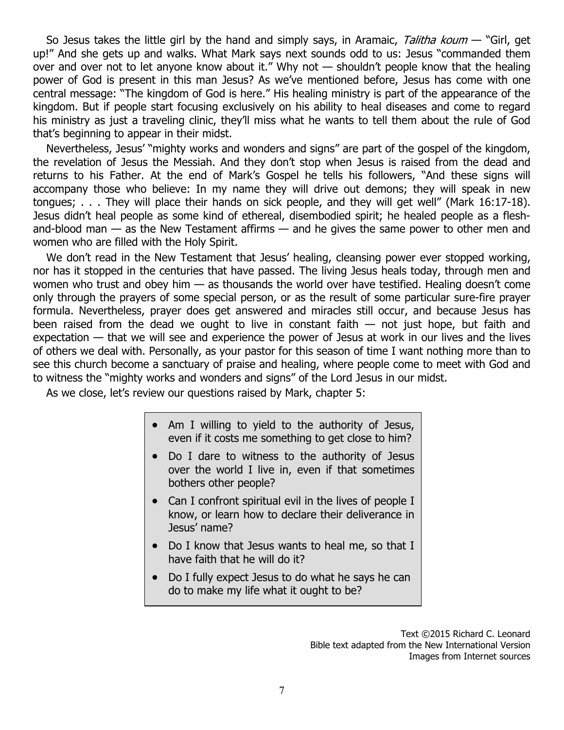So Jesus takes the little girl by the hand and simply says, in Aramaic, *Talitha koum* — "Girl, get up!" And she gets up and walks. What Mark says next sounds odd to us: Jesus "commanded them over and over not to let anyone know about it." Why not — shouldn't people know that the healing power of God is present in this man Jesus? As we've mentioned before, Jesus has come with one central message: "The kingdom of God is here." His healing ministry is part of the appearance of the kingdom. But if people start focusing exclusively on his ability to heal diseases and come to regard his ministry as just a traveling clinic, they'll miss what he wants to tell them about the rule of God that's beginning to appear in their midst.

Nevertheless, Jesus' "mighty works and wonders and signs" are part of the gospel of the kingdom, the revelation of Jesus the Messiah. And they don't stop when Jesus is raised from the dead and returns to his Father. At the end of Mark's Gospel he tells his followers, "And these signs will accompany those who believe: In my name they will drive out demons; they will speak in new tongues; . . . They will place their hands on sick people, and they will get well" (Mark 16:17-18). Jesus didn't heal people as some kind of ethereal, disembodied spirit; he healed people as a flesh-and-blood man — as the New Testament affirms — and he gives the same power to other men and women who are filled with the Holy Spirit.

We don't read in the New Testament that Jesus' healing, cleansing power ever stopped working, nor has it stopped in the centuries that have passed. The living Jesus heals today, through men and women who trust and obey him — as thousands the world over have testified. Healing doesn't come only through the prayers of some special person, or as the result of some particular sure-fire prayer formula. Nevertheless, prayer does get answered and miracles still occur, and because Jesus has been raised from the dead we ought to live in constant faith — not just hope, but faith and expectation — that we will see and experience the power of Jesus at work in our lives and the lives of others we deal with. Personally, as your pastor for this season of time I want nothing more than to see this church become a sanctuary of praise and healing, where people come to meet with God and to witness the "mighty works and wonders and signs" of the Lord Jesus in our midst.

As we close, let's review our questions raised by Mark, chapter 5:

- Am I willing to yield to the authority of Jesus, even if it costs me something to get close to him?
- Do I dare to witness to the authority of Jesus over the world I live in, even if that sometimes bothers other people?
- Can I confront spiritual evil in the lives of people I know, or learn how to declare their deliverance in Jesus' name?
- Do I know that Jesus wants to heal me, so that I have faith that he will do it?
- Do I fully expect Jesus to do what he says he can do to make my life what it ought to be?

Text ©2015 Richard C. Leonard
Bible text adapted from the New International Version
Images from Internet sources